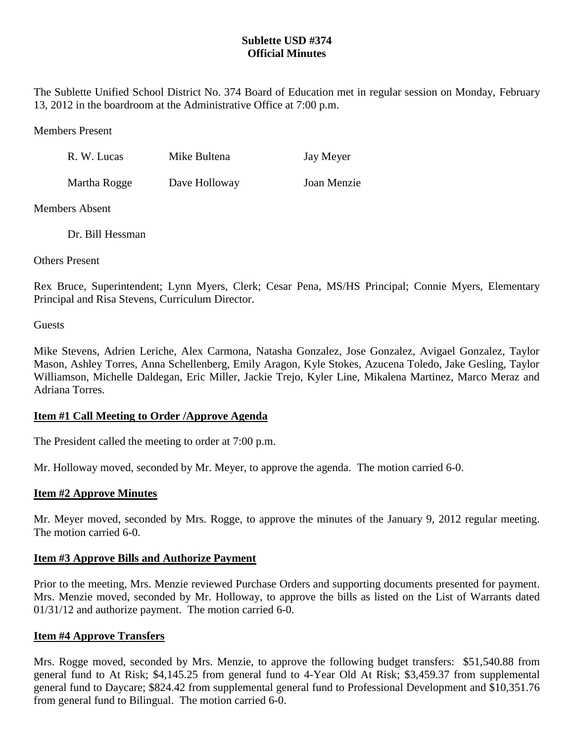**Sublette USD #374**
**Official Minutes**

The Sublette Unified School District No. 374 Board of Education met in regular session on Monday, February 13, 2012 in the boardroom at the Administrative Office at 7:00 p.m.

Members Present

| | | |
|---|---|---|
| R. W. Lucas | Mike Bultena | Jay Meyer |
| Martha Rogge | Dave Holloway | Joan Menzie |

Members Absent

Dr. Bill Hessman

Others Present

Rex Bruce, Superintendent; Lynn Myers, Clerk; Cesar Pena, MS/HS Principal; Connie Myers, Elementary Principal and Risa Stevens, Curriculum Director.

Guests

Mike Stevens, Adrien Leriche, Alex Carmona, Natasha Gonzalez, Jose Gonzalez, Avigael Gonzalez, Taylor Mason, Ashley Torres, Anna Schellenberg, Emily Aragon, Kyle Stokes, Azucena Toledo, Jake Gesling, Taylor Williamson, Michelle Daldegan, Eric Miller, Jackie Trejo, Kyler Line, Mikalena Martinez, Marco Meraz and Adriana Torres.

**Item #1 Call Meeting to Order /Approve Agenda**

The President called the meeting to order at 7:00 p.m.

Mr. Holloway moved, seconded by Mr. Meyer, to approve the agenda. The motion carried 6-0.

**Item #2 Approve Minutes**

Mr. Meyer moved, seconded by Mrs. Rogge, to approve the minutes of the January 9, 2012 regular meeting. The motion carried 6-0.

**Item #3 Approve Bills and Authorize Payment**

Prior to the meeting, Mrs. Menzie reviewed Purchase Orders and supporting documents presented for payment. Mrs. Menzie moved, seconded by Mr. Holloway, to approve the bills as listed on the List of Warrants dated 01/31/12 and authorize payment. The motion carried 6-0.

**Item #4 Approve Transfers**

Mrs. Rogge moved, seconded by Mrs. Menzie, to approve the following budget transfers: $51,540.88 from general fund to At Risk; $4,145.25 from general fund to 4-Year Old At Risk; $3,459.37 from supplemental general fund to Daycare; $824.42 from supplemental general fund to Professional Development and $10,351.76 from general fund to Bilingual. The motion carried 6-0.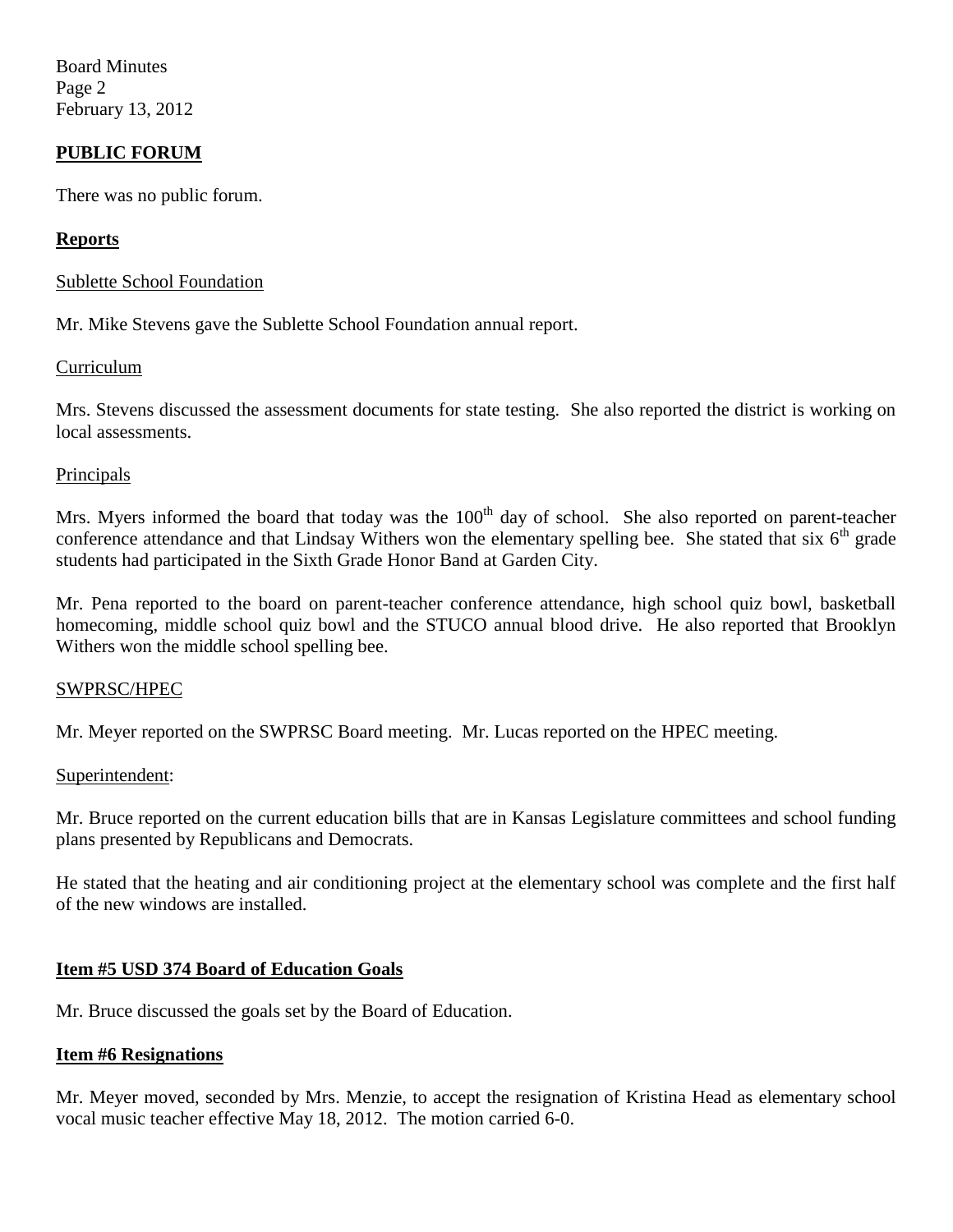## PUBLIC FORUM

There was no public forum.

## Reports

Sublette School Foundation

Mr. Mike Stevens gave the Sublette School Foundation annual report.

Curriculum

Mrs. Stevens discussed the assessment documents for state testing. She also reported the district is working on local assessments.

Principals

Mrs. Myers informed the board that today was the 100th day of school. She also reported on parent-teacher conference attendance and that Lindsay Withers won the elementary spelling bee. She stated that six 6th grade students had participated in the Sixth Grade Honor Band at Garden City.

Mr. Pena reported to the board on parent-teacher conference attendance, high school quiz bowl, basketball homecoming, middle school quiz bowl and the STUCO annual blood drive. He also reported that Brooklyn Withers won the middle school spelling bee.

SWPRSC/HPEC

Mr. Meyer reported on the SWPRSC Board meeting. Mr. Lucas reported on the HPEC meeting.

Superintendent:

Mr. Bruce reported on the current education bills that are in Kansas Legislature committees and school funding plans presented by Republicans and Democrats.

He stated that the heating and air conditioning project at the elementary school was complete and the first half of the new windows are installed.

## Item #5 USD 374 Board of Education Goals

Mr. Bruce discussed the goals set by the Board of Education.

## Item #6 Resignations

Mr. Meyer moved, seconded by Mrs. Menzie, to accept the resignation of Kristina Head as elementary school vocal music teacher effective May 18, 2012. The motion carried 6-0.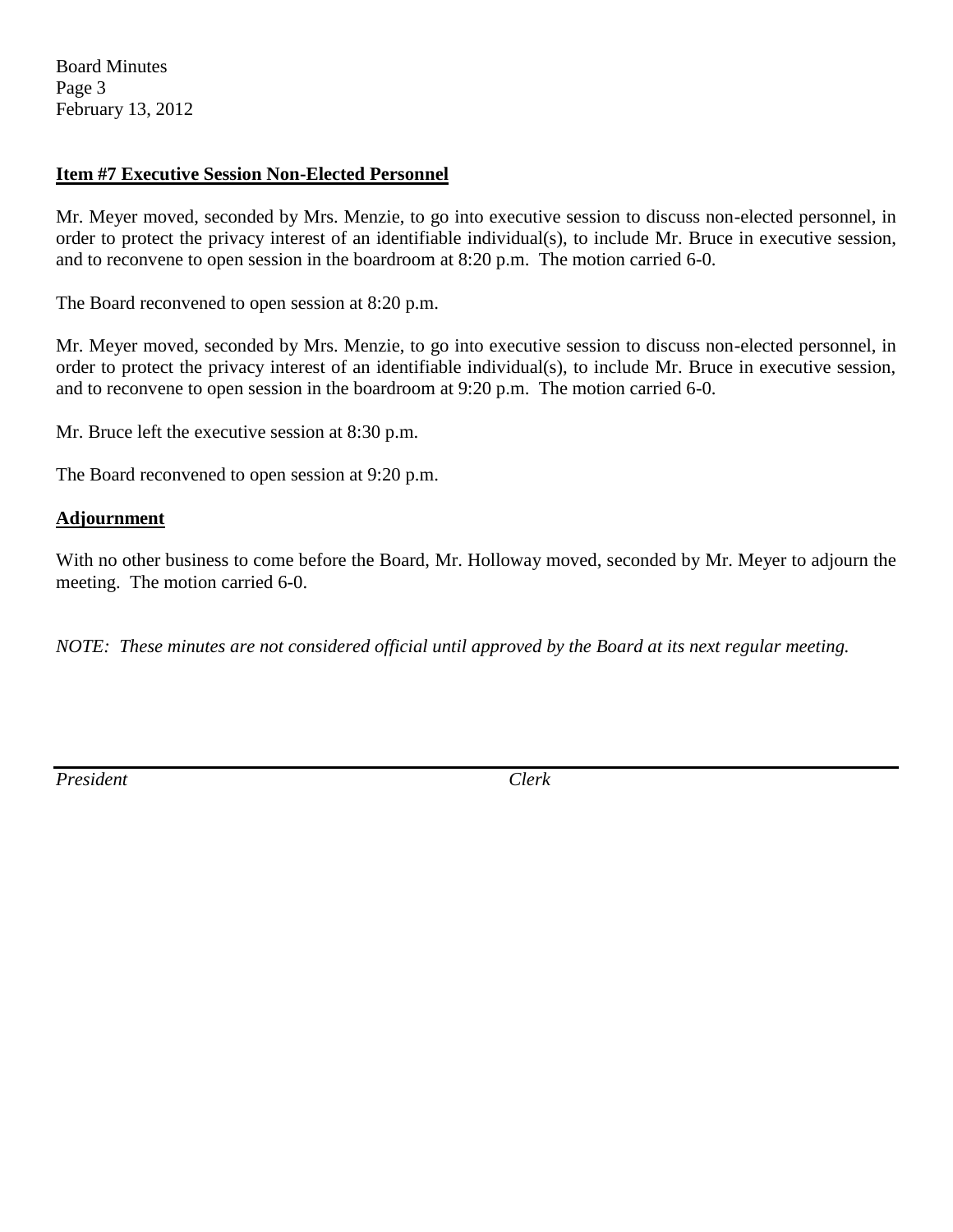**Item #7 Executive Session Non-Elected Personnel**

Mr. Meyer moved, seconded by Mrs. Menzie, to go into executive session to discuss non-elected personnel, in order to protect the privacy interest of an identifiable individual(s), to include Mr. Bruce in executive session, and to reconvene to open session in the boardroom at 8:20 p.m. The motion carried 6-0.

The Board reconvened to open session at 8:20 p.m.

Mr. Meyer moved, seconded by Mrs. Menzie, to go into executive session to discuss non-elected personnel, in order to protect the privacy interest of an identifiable individual(s), to include Mr. Bruce in executive session, and to reconvene to open session in the boardroom at 9:20 p.m. The motion carried 6-0.

Mr. Bruce left the executive session at 8:30 p.m.

The Board reconvened to open session at 9:20 p.m.

**Adjournment**

With no other business to come before the Board, Mr. Holloway moved, seconded by Mr. Meyer to adjourn the meeting. The motion carried 6-0.

*NOTE: These minutes are not considered official until approved by the Board at its next regular meeting.*

*President* *Clerk*